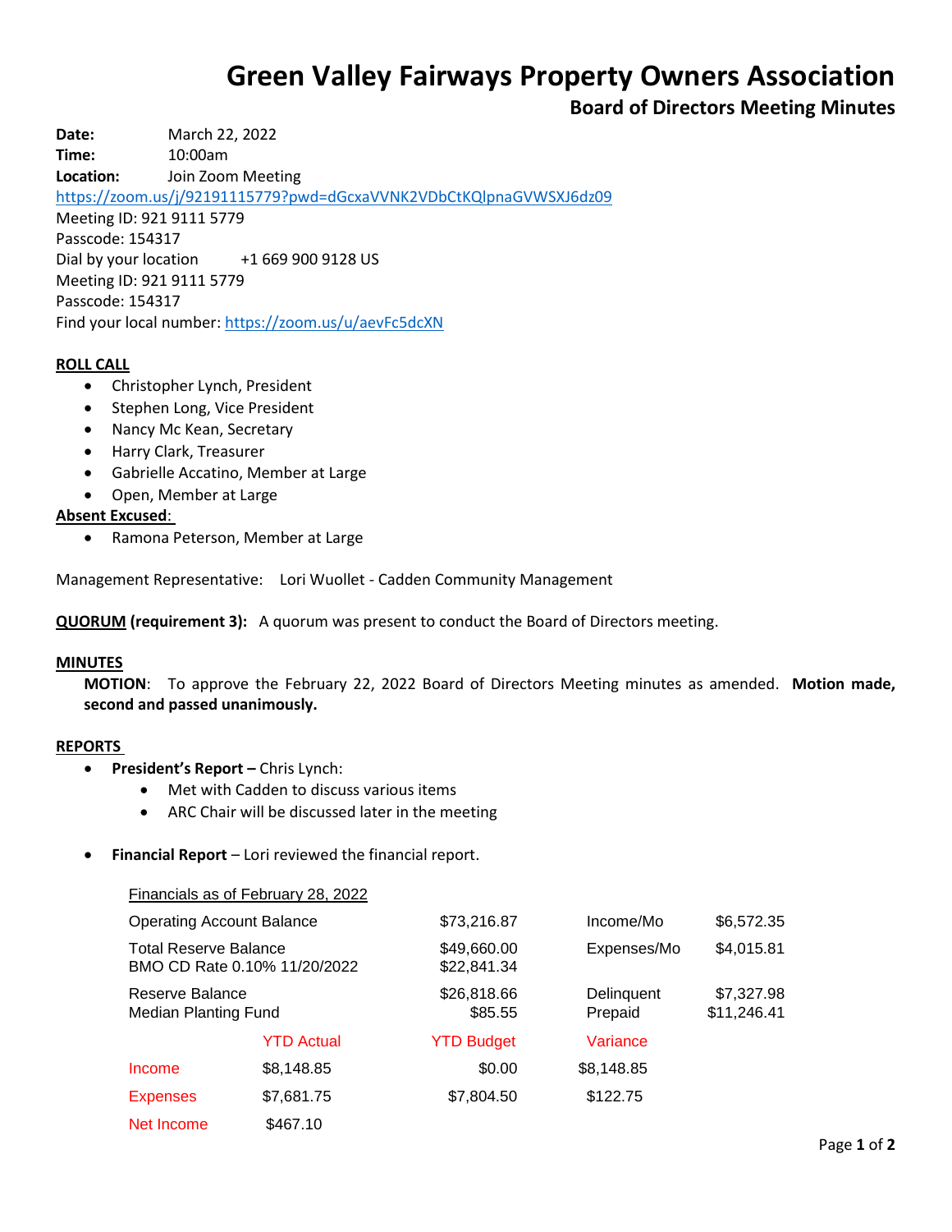# Green Valley Fairways Property Owners Association

## Board of Directors Meeting Minutes

**Date:** March 22, 2022
**Time:** 10:00am
**Location:** Join Zoom Meeting
https://zoom.us/j/92191115779?pwd=dGcxaVVNK2VDbCtKQlpnaGVWSXJ6dz09
Meeting ID: 921 9111 5779
Passcode: 154317
Dial by your location +1 669 900 9128 US
Meeting ID: 921 9111 5779
Passcode: 154317
Find your local number: https://zoom.us/u/aevFc5dcXN

**ROLL CALL**

- Christopher Lynch, President
- Stephen Long, Vice President
- Nancy Mc Kean, Secretary
- Harry Clark, Treasurer
- Gabrielle Accatino, Member at Large
- Open, Member at Large

**Absent Excused**:

- Ramona Peterson, Member at Large

Management Representative: Lori Wuollet - Cadden Community Management

**QUORUM (requirement 3):** A quorum was present to conduct the Board of Directors meeting.

**MINUTES**

**MOTION**: To approve the February 22, 2022 Board of Directors Meeting minutes as amended. **Motion made, second and passed unanimously.**

**REPORTS**

- **President's Report –** Chris Lynch:
  - Met with Cadden to discuss various items
  - ARC Chair will be discussed later in the meeting

- **Financial Report** – Lori reviewed the financial report.

Financials as of February 28, 2022

| | | | |
|---|---|---|---|
| Operating Account Balance | $73,216.87 | Income/Mo | $6,572.35 |
| Total Reserve Balance | $49,660.00 | Expenses/Mo | $4,015.81 |
| BMO CD Rate 0.10% 11/20/2022 | $22,841.34 | | |
| Reserve Balance | $26,818.66 | Delinquent | $7,327.98 |
| Median Planting Fund | $85.55 | Prepaid | $11,246.41 |

| | YTD Actual | YTD Budget | Variance |
|---|---|---|---|
| Income | $8,148.85 | $0.00 | $8,148.85 |
| Expenses | $7,681.75 | $7,804.50 | $122.75 |
| Net Income | $467.10 | | |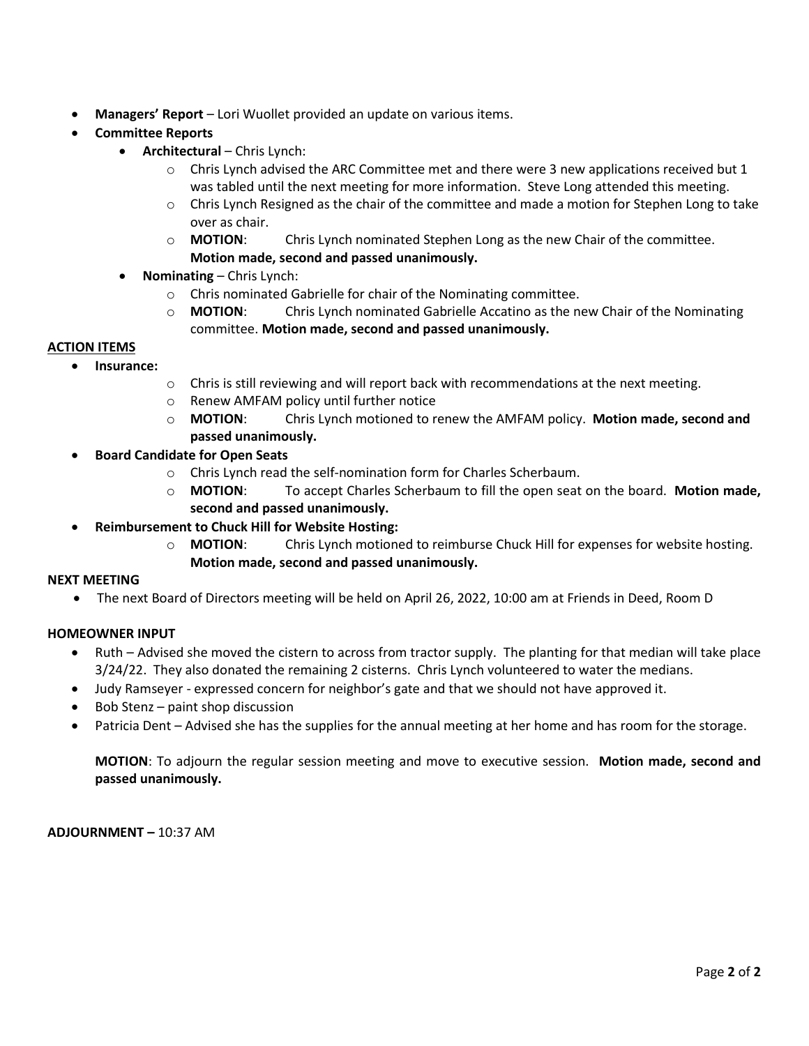- **Managers' Report** – Lori Wuollet provided an update on various items.
- **Committee Reports**
  - **Architectural** – Chris Lynch:
    - Chris Lynch advised the ARC Committee met and there were 3 new applications received but 1 was tabled until the next meeting for more information. Steve Long attended this meeting.
    - Chris Lynch Resigned as the chair of the committee and made a motion for Stephen Long to take over as chair.
    - **MOTION**: Chris Lynch nominated Stephen Long as the new Chair of the committee. **Motion made, second and passed unanimously.**
  - **Nominating** – Chris Lynch:
    - Chris nominated Gabrielle for chair of the Nominating committee.
    - **MOTION**: Chris Lynch nominated Gabrielle Accatino as the new Chair of the Nominating committee. **Motion made, second and passed unanimously.**

**ACTION ITEMS**

- **Insurance:**
  - Chris is still reviewing and will report back with recommendations at the next meeting.
  - Renew AMFAM policy until further notice
  - **MOTION**: Chris Lynch motioned to renew the AMFAM policy. **Motion made, second and passed unanimously.**
- **Board Candidate for Open Seats**
  - Chris Lynch read the self-nomination form for Charles Scherbaum.
  - **MOTION**: To accept Charles Scherbaum to fill the open seat on the board. **Motion made, second and passed unanimously.**
- **Reimbursement to Chuck Hill for Website Hosting:**
  - **MOTION**: Chris Lynch motioned to reimburse Chuck Hill for expenses for website hosting. **Motion made, second and passed unanimously.**

**NEXT MEETING**

- The next Board of Directors meeting will be held on April 26, 2022, 10:00 am at Friends in Deed, Room D

**HOMEOWNER INPUT**

- Ruth – Advised she moved the cistern to across from tractor supply. The planting for that median will take place 3/24/22. They also donated the remaining 2 cisterns. Chris Lynch volunteered to water the medians.
- Judy Ramseyer - expressed concern for neighbor's gate and that we should not have approved it.
- Bob Stenz – paint shop discussion
- Patricia Dent – Advised she has the supplies for the annual meeting at her home and has room for the storage.

**MOTION**: To adjourn the regular session meeting and move to executive session. **Motion made, second and passed unanimously.**

**ADJOURNMENT –** 10:37 AM